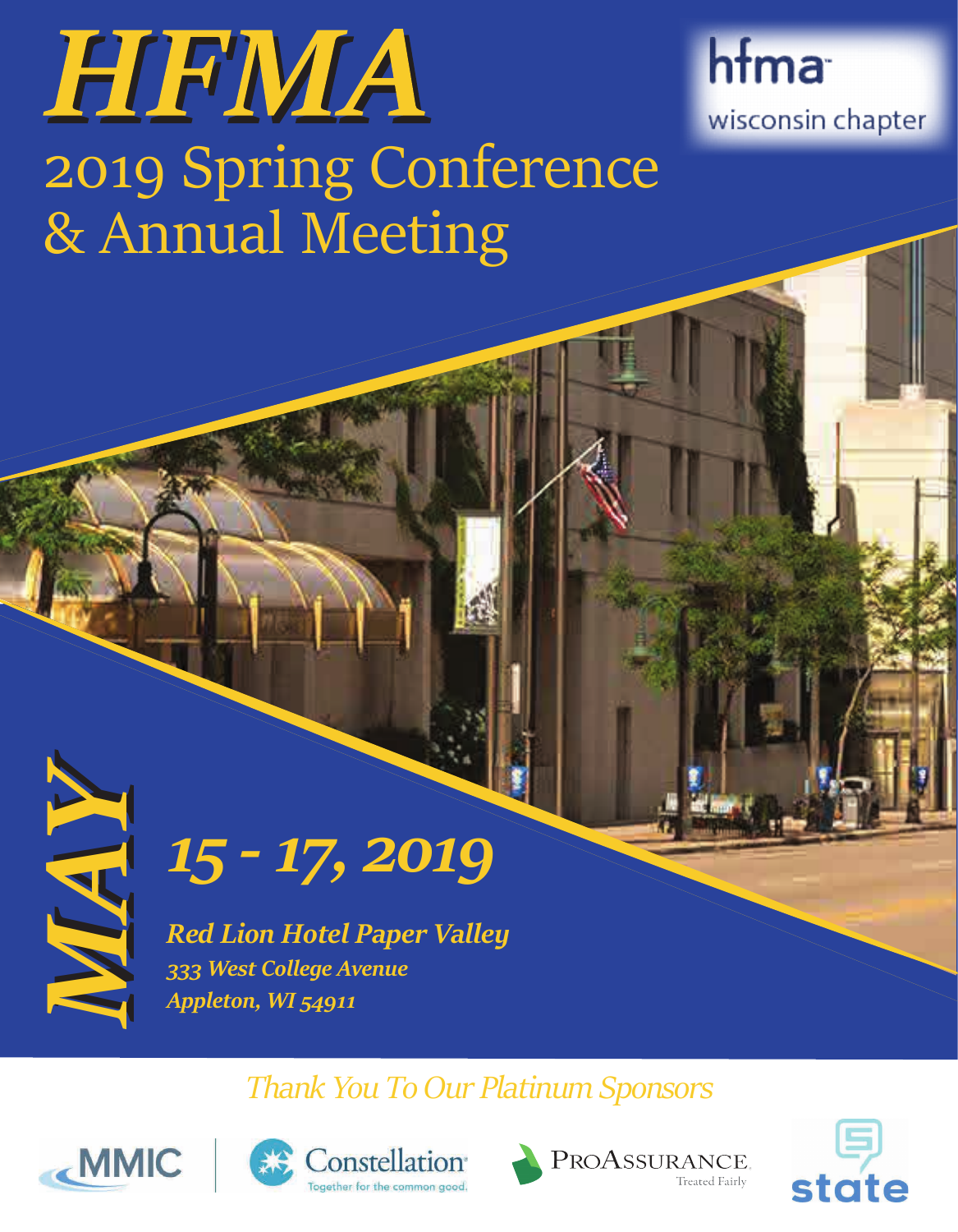# HFMA

hfma wisconsin chapter

## 2019 Spring Conference & Annual Meeting

**MAY 15 - 17, 2019**

***Red Lion Hotel Paper Valley***
*333 West College Avenue*
*Appleton, WI 54911*

*Thank You To Our Platinum Sponsors*

MMIC

Constellation — Together for the common good.

ProAssurance — Treated Fairly

state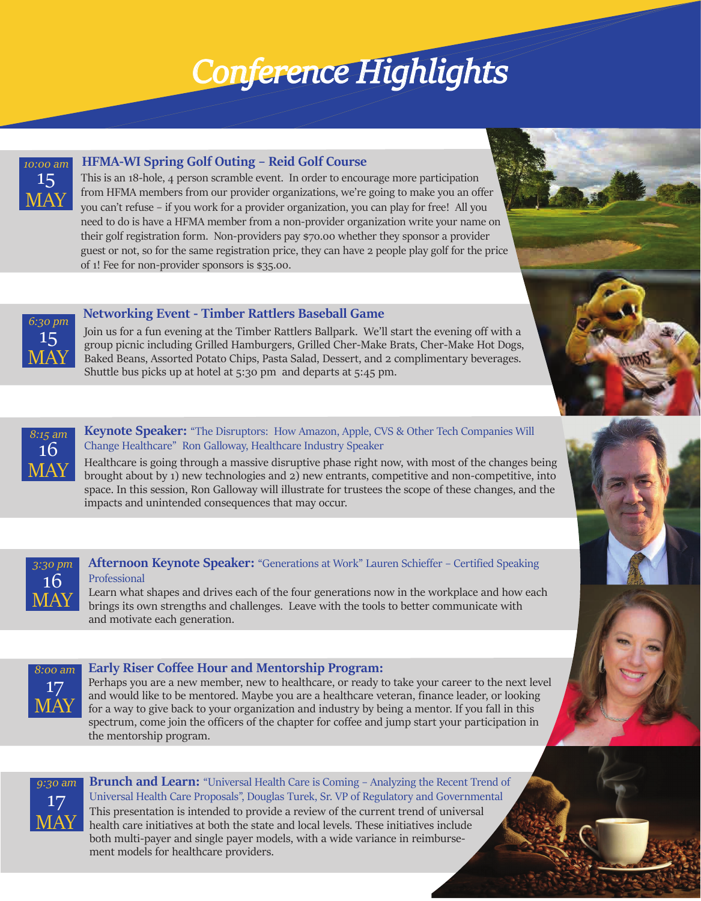# Conference Highlights

10:00 am
15 MAY

### HFMA-WI Spring Golf Outing – Reid Golf Course

This is an 18-hole, 4 person scramble event. In order to encourage more participation from HFMA members from our provider organizations, we're going to make you an offer you can't refuse – if you work for a provider organization, you can play for free! All you need to do is have a HFMA member from a non-provider organization write your name on their golf registration form. Non-providers pay $70.00 whether they sponsor a provider guest or not, so for the same registration price, they can have 2 people play golf for the price of 1! Fee for non-provider sponsors is $35.00.

6:30 pm
15 MAY

### Networking Event - Timber Rattlers Baseball Game

Join us for a fun evening at the Timber Rattlers Ballpark. We'll start the evening off with a group picnic including Grilled Hamburgers, Grilled Cher-Make Brats, Cher-Make Hot Dogs, Baked Beans, Assorted Potato Chips, Pasta Salad, Dessert, and 2 complimentary beverages. Shuttle bus picks up at hotel at 5:30 pm and departs at 5:45 pm.

8:15 am
16 MAY

### Keynote Speaker: "The Disruptors: How Amazon, Apple, CVS & Other Tech Companies Will Change Healthcare" Ron Galloway, Healthcare Industry Speaker

Healthcare is going through a massive disruptive phase right now, with most of the changes being brought about by 1) new technologies and 2) new entrants, competitive and non-competitive, into space. In this session, Ron Galloway will illustrate for trustees the scope of these changes, and the impacts and unintended consequences that may occur.

3:30 pm
16 MAY

### Afternoon Keynote Speaker: "Generations at Work" Lauren Schieffer – Certified Speaking Professional

Learn what shapes and drives each of the four generations now in the workplace and how each brings its own strengths and challenges. Leave with the tools to better communicate with and motivate each generation.

8:00 am
17 MAY

### Early Riser Coffee Hour and Mentorship Program:

Perhaps you are a new member, new to healthcare, or ready to take your career to the next level and would like to be mentored. Maybe you are a healthcare veteran, finance leader, or looking for a way to give back to your organization and industry by being a mentor. If you fall in this spectrum, come join the officers of the chapter for coffee and jump start your participation in the mentorship program.

9:30 am
17 MAY

### Brunch and Learn: "Universal Health Care is Coming – Analyzing the Recent Trend of Universal Health Care Proposals", Douglas Turek, Sr. VP of Regulatory and Governmental

This presentation is intended to provide a review of the current trend of universal health care initiatives at both the state and local levels. These initiatives include both multi-payer and single payer models, with a wide variance in reimbursement models for healthcare providers.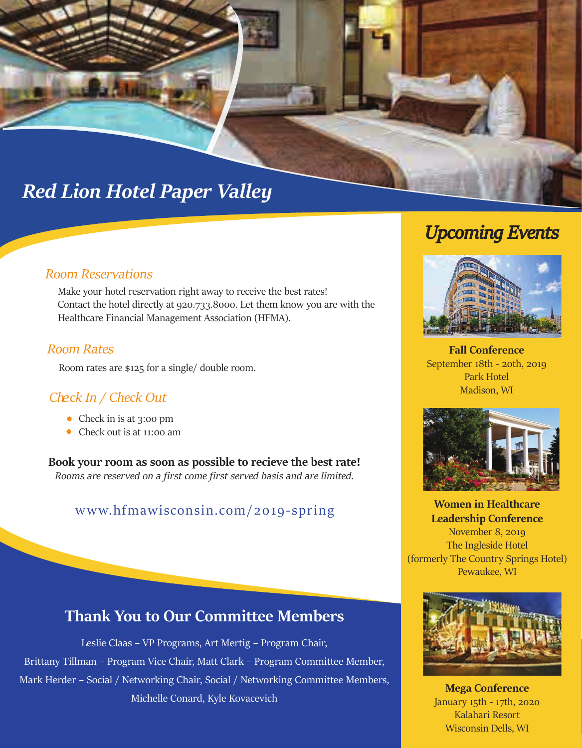# Red Lion Hotel Paper Valley

### *Room Reservations*

Make your hotel reservation right away to receive the best rates! Contact the hotel directly at 920.733.8000. Let them know you are with the Healthcare Financial Management Association (HFMA).

### *Room Rates*

Room rates are $125 for a single/ double room.

### *Check In / Check Out*

- Check in is at 3:00 pm
- Check out is at 11:00 am

**Book your room as soon as possible to recieve the best rate!**
*Rooms are reserved on a first come first served basis and are limited.*

www.hfmawisconsin.com/2019-spring

## Thank You to Our Committee Members

Leslie Claas – VP Programs, Art Mertig – Program Chair, Brittany Tillman – Program Vice Chair, Matt Clark – Program Committee Member, Mark Herder – Social / Networking Chair, Social / Networking Committee Members, Michelle Conard, Kyle Kovacevich

## *Upcoming Events*

**Fall Conference**
September 18th - 20th, 2019
Park Hotel
Madison, WI

**Women in Healthcare Leadership Conference**
November 8, 2019
The Ingleside Hotel
(formerly The Country Springs Hotel)
Pewaukee, WI

**Mega Conference**
January 15th - 17th, 2020
Kalahari Resort
Wisconsin Dells, WI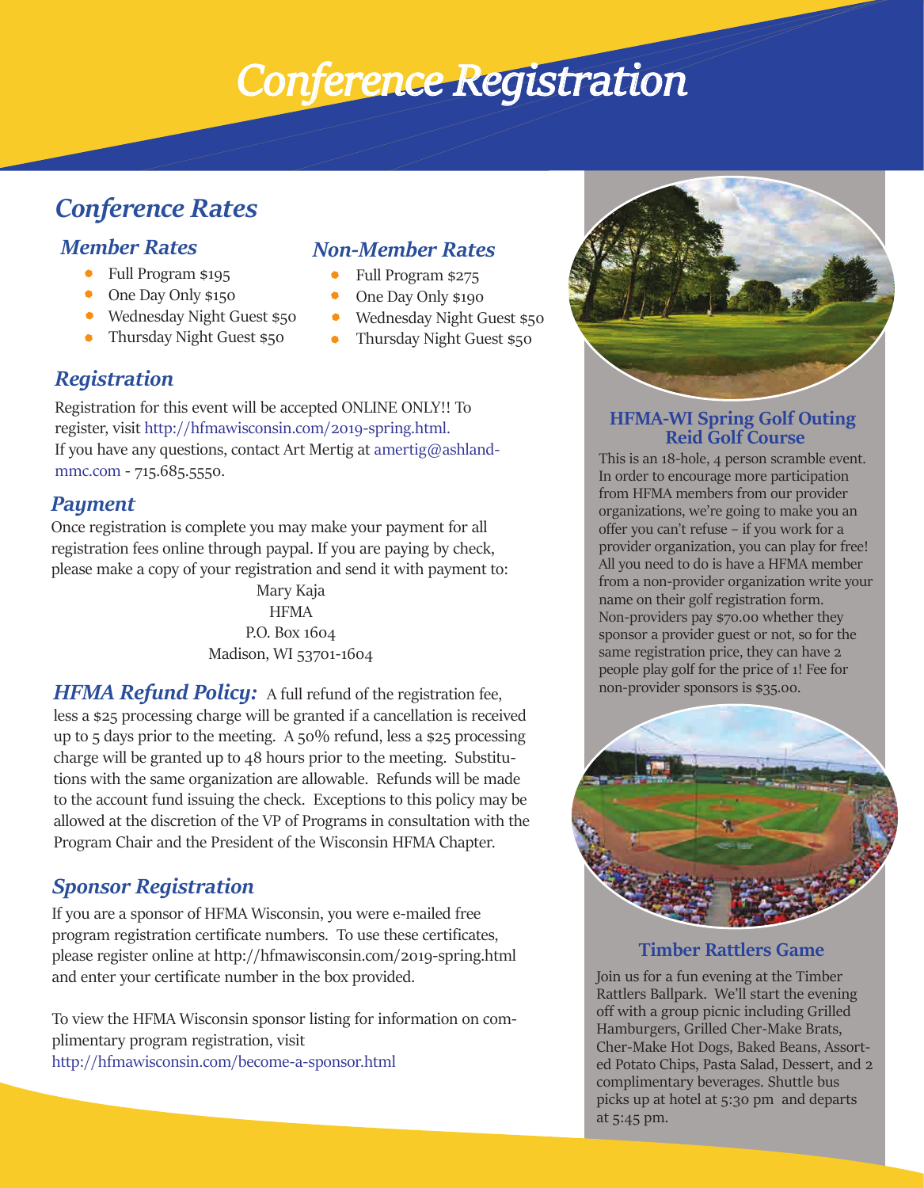# Conference Registration

## Conference Rates

### Member Rates

- Full Program $195
- One Day Only $150
- Wednesday Night Guest $50
- Thursday Night Guest $50

### Non-Member Rates

- Full Program $275
- One Day Only $190
- Wednesday Night Guest $50
- Thursday Night Guest $50

### Registration

Registration for this event will be accepted ONLINE ONLY!! To register, visit http://hfmawisconsin.com/2019-spring.html. If you have any questions, contact Art Mertig at amertig@ashland-mmc.com - 715.685.5550.

### Payment

Once registration is complete you may make your payment for all registration fees online through paypal. If you are paying by check, please make a copy of your registration and send it with payment to:

Mary Kaja
HFMA
P.O. Box 1604
Madison, WI 53701-1604

***HFMA Refund Policy:*** A full refund of the registration fee, less a $25 processing charge will be granted if a cancellation is received up to 5 days prior to the meeting. A 50% refund, less a $25 processing charge will be granted up to 48 hours prior to the meeting. Substitutions with the same organization are allowable. Refunds will be made to the account fund issuing the check. Exceptions to this policy may be allowed at the discretion of the VP of Programs in consultation with the Program Chair and the President of the Wisconsin HFMA Chapter.

## Sponsor Registration

If you are a sponsor of HFMA Wisconsin, you were e-mailed free program registration certificate numbers. To use these certificates, please register online at http://hfmawisconsin.com/2019-spring.html and enter your certificate number in the box provided.

To view the HFMA Wisconsin sponsor listing for information on complimentary program registration, visit http://hfmawisconsin.com/become-a-sponsor.html

### HFMA-WI Spring Golf Outing Reid Golf Course

This is an 18-hole, 4 person scramble event. In order to encourage more participation from HFMA members from our provider organizations, we're going to make you an offer you can't refuse – if you work for a provider organization, you can play for free! All you need to do is have a HFMA member from a non-provider organization write your name on their golf registration form. Non-providers pay $70.00 whether they sponsor a provider guest or not, so for the same registration price, they can have 2 people play golf for the price of 1! Fee for non-provider sponsors is $35.00.

### Timber Rattlers Game

Join us for a fun evening at the Timber Rattlers Ballpark. We'll start the evening off with a group picnic including Grilled Hamburgers, Grilled Cher-Make Brats, Cher-Make Hot Dogs, Baked Beans, Assorted Potato Chips, Pasta Salad, Dessert, and 2 complimentary beverages. Shuttle bus picks up at hotel at 5:30 pm and departs at 5:45 pm.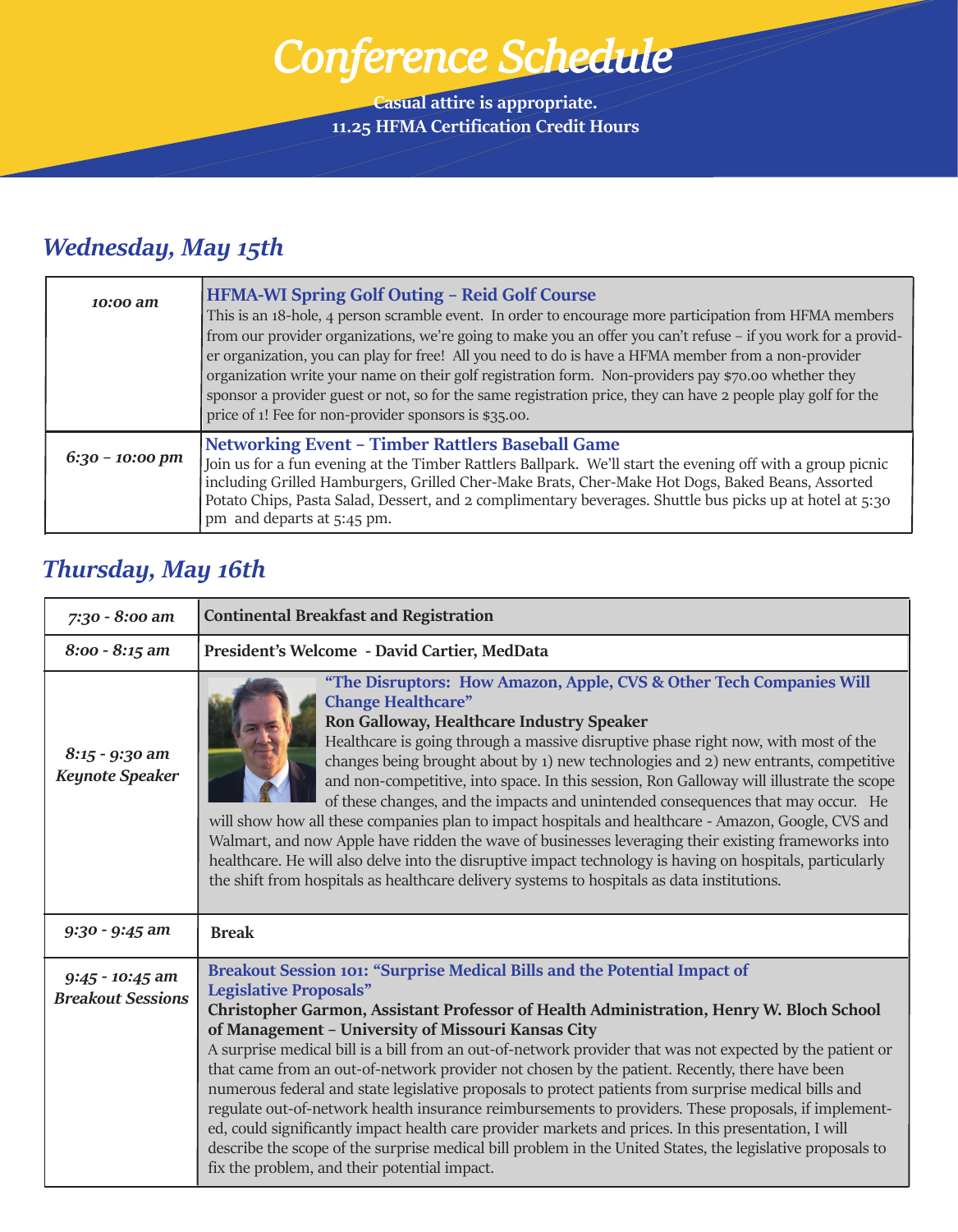# Conference Schedule

**Casual attire is appropriate.**
**11.25 HFMA Certification Credit Hours**

## Wednesday, May 15th

| | |
|---|---|
| *10:00 am* | **HFMA-WI Spring Golf Outing – Reid Golf Course**<br>This is an 18-hole, 4 person scramble event. In order to encourage more participation from HFMA members from our provider organizations, we're going to make you an offer you can't refuse – if you work for a provider organization, you can play for free! All you need to do is have a HFMA member from a non-provider organization write your name on their golf registration form. Non-providers pay $70.00 whether they sponsor a provider guest or not, so for the same registration price, they can have 2 people play golf for the price of 1! Fee for non-provider sponsors is $35.00. |
| *6:30 – 10:00 pm* | **Networking Event – Timber Rattlers Baseball Game**<br>Join us for a fun evening at the Timber Rattlers Ballpark. We'll start the evening off with a group picnic including Grilled Hamburgers, Grilled Cher-Make Brats, Cher-Make Hot Dogs, Baked Beans, Assorted Potato Chips, Pasta Salad, Dessert, and 2 complimentary beverages. Shuttle bus picks up at hotel at 5:30 pm and departs at 5:45 pm. |

## Thursday, May 16th

| | |
|---|---|
| *7:30 - 8:00 am* | **Continental Breakfast and Registration** |
| *8:00 - 8:15 am* | **President's Welcome - David Cartier, MedData** |
| *8:15 - 9:30 am*<br>*Keynote Speaker* | **"The Disruptors: How Amazon, Apple, CVS & Other Tech Companies Will Change Healthcare"**<br>**Ron Galloway, Healthcare Industry Speaker**<br>Healthcare is going through a massive disruptive phase right now, with most of the changes being brought about by 1) new technologies and 2) new entrants, competitive and non-competitive, into space. In this session, Ron Galloway will illustrate the scope of these changes, and the impacts and unintended consequences that may occur. He will show how all these companies plan to impact hospitals and healthcare - Amazon, Google, CVS and Walmart, and now Apple have ridden the wave of businesses leveraging their existing frameworks into healthcare. He will also delve into the disruptive impact technology is having on hospitals, particularly the shift from hospitals as healthcare delivery systems to hospitals as data institutions. |
| *9:30 - 9:45 am* | **Break** |
| *9:45 - 10:45 am*<br>*Breakout Sessions* | **Breakout Session 101: "Surprise Medical Bills and the Potential Impact of Legislative Proposals"**<br>**Christopher Garmon, Assistant Professor of Health Administration, Henry W. Bloch School of Management – University of Missouri Kansas City**<br>A surprise medical bill is a bill from an out-of-network provider that was not expected by the patient or that came from an out-of-network provider not chosen by the patient. Recently, there have been numerous federal and state legislative proposals to protect patients from surprise medical bills and regulate out-of-network health insurance reimbursements to providers. These proposals, if implemented, could significantly impact health care provider markets and prices. In this presentation, I will describe the scope of the surprise medical bill problem in the United States, the legislative proposals to fix the problem, and their potential impact. |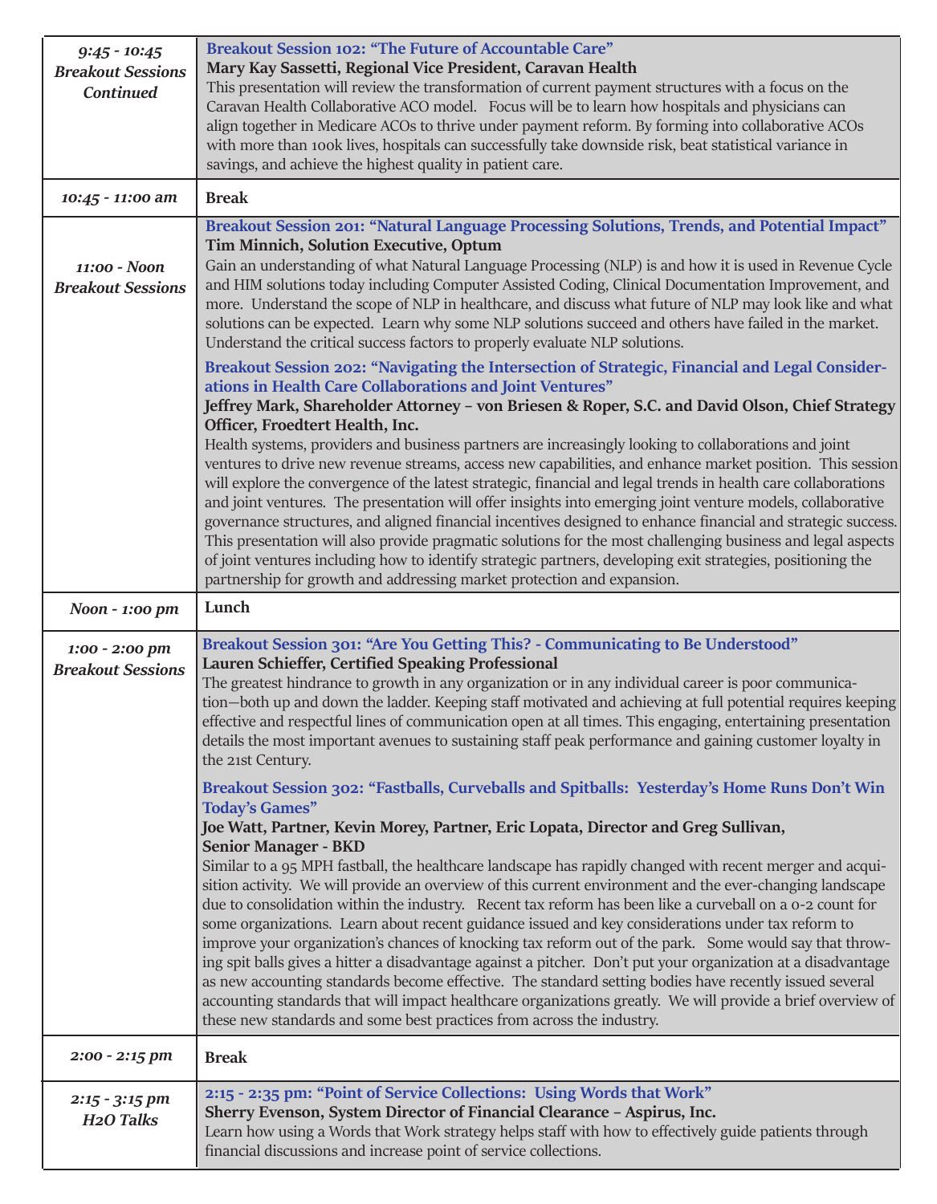| | |
|---|---|
| *9:45 - 10:45 Breakout Sessions Continued* | **Breakout Session 102: "The Future of Accountable Care"**<br>**Mary Kay Sassetti, Regional Vice President, Caravan Health**<br>This presentation will review the transformation of current payment structures with a focus on the Caravan Health Collaborative ACO model. Focus will be to learn how hospitals and physicians can align together in Medicare ACOs to thrive under payment reform. By forming into collaborative ACOs with more than 100k lives, hospitals can successfully take downside risk, beat statistical variance in savings, and achieve the highest quality in patient care. |
| *10:45 - 11:00 am* | **Break** |
| *11:00 - Noon Breakout Sessions* | **Breakout Session 201: "Natural Language Processing Solutions, Trends, and Potential Impact"**<br>**Tim Minnich, Solution Executive, Optum**<br>Gain an understanding of what Natural Language Processing (NLP) is and how it is used in Revenue Cycle and HIM solutions today including Computer Assisted Coding, Clinical Documentation Improvement, and more. Understand the scope of NLP in healthcare, and discuss what future of NLP may look like and what solutions can be expected. Learn why some NLP solutions succeed and others have failed in the market. Understand the critical success factors to properly evaluate NLP solutions.<br><br>**Breakout Session 202: "Navigating the Intersection of Strategic, Financial and Legal Considerations in Health Care Collaborations and Joint Ventures"**<br>**Jeffrey Mark, Shareholder Attorney – von Briesen & Roper, S.C. and David Olson, Chief Strategy Officer, Froedtert Health, Inc.**<br>Health systems, providers and business partners are increasingly looking to collaborations and joint ventures to drive new revenue streams, access new capabilities, and enhance market position. This session will explore the convergence of the latest strategic, financial and legal trends in health care collaborations and joint ventures. The presentation will offer insights into emerging joint venture models, collaborative governance structures, and aligned financial incentives designed to enhance financial and strategic success. This presentation will also provide pragmatic solutions for the most challenging business and legal aspects of joint ventures including how to identify strategic partners, developing exit strategies, positioning the partnership for growth and addressing market protection and expansion. |
| *Noon - 1:00 pm* | **Lunch** |
| *1:00 - 2:00 pm Breakout Sessions* | **Breakout Session 301: "Are You Getting This? - Communicating to Be Understood"**<br>**Lauren Schieffer, Certified Speaking Professional**<br>The greatest hindrance to growth in any organization or in any individual career is poor communication—both up and down the ladder. Keeping staff motivated and achieving at full potential requires keeping effective and respectful lines of communication open at all times. This engaging, entertaining presentation details the most important avenues to sustaining staff peak performance and gaining customer loyalty in the 21st Century.<br><br>**Breakout Session 302: "Fastballs, Curveballs and Spitballs: Yesterday's Home Runs Don't Win Today's Games"**<br>**Joe Watt, Partner, Kevin Morey, Partner, Eric Lopata, Director and Greg Sullivan, Senior Manager - BKD**<br>Similar to a 95 MPH fastball, the healthcare landscape has rapidly changed with recent merger and acquisition activity. We will provide an overview of this current environment and the ever-changing landscape due to consolidation within the industry. Recent tax reform has been like a curveball on a 0-2 count for some organizations. Learn about recent guidance issued and key considerations under tax reform to improve your organization's chances of knocking tax reform out of the park. Some would say that throwing spit balls gives a hitter a disadvantage against a pitcher. Don't put your organization at a disadvantage as new accounting standards become effective. The standard setting bodies have recently issued several accounting standards that will impact healthcare organizations greatly. We will provide a brief overview of these new standards and some best practices from across the industry. |
| *2:00 - 2:15 pm* | **Break** |
| *2:15 - 3:15 pm H2O Talks* | **2:15 - 2:35 pm: "Point of Service Collections: Using Words that Work"**<br>**Sherry Evenson, System Director of Financial Clearance – Aspirus, Inc.**<br>Learn how using a Words that Work strategy helps staff with how to effectively guide patients through financial discussions and increase point of service collections. |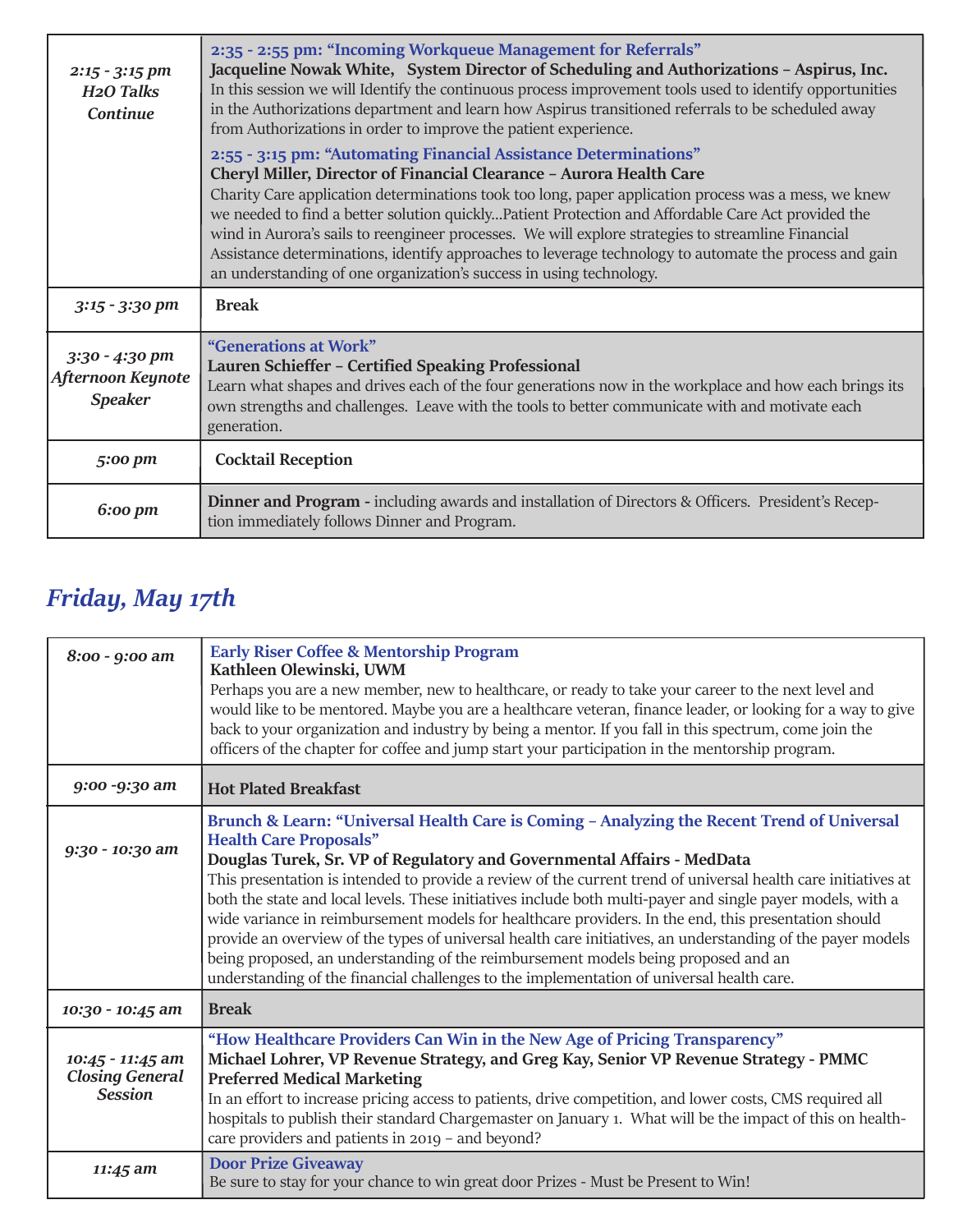| | |
|---|---|
| *2:15 - 3:15 pm H2O Talks Continue* | **2:35 - 2:55 pm: "Incoming Workqueue Management for Referrals"** **Jacqueline Nowak White, System Director of Scheduling and Authorizations – Aspirus, Inc.** In this session we will Identify the continuous process improvement tools used to identify opportunities in the Authorizations department and learn how Aspirus transitioned referrals to be scheduled away from Authorizations in order to improve the patient experience. **2:55 - 3:15 pm: "Automating Financial Assistance Determinations"** **Cheryl Miller, Director of Financial Clearance – Aurora Health Care** Charity Care application determinations took too long, paper application process was a mess, we knew we needed to find a better solution quickly...Patient Protection and Affordable Care Act provided the wind in Aurora's sails to reengineer processes. We will explore strategies to streamline Financial Assistance determinations, identify approaches to leverage technology to automate the process and gain an understanding of one organization's success in using technology. |
| *3:15 - 3:30 pm* | **Break** |
| *3:30 - 4:30 pm Afternoon Keynote Speaker* | **"Generations at Work"** **Lauren Schieffer – Certified Speaking Professional** Learn what shapes and drives each of the four generations now in the workplace and how each brings its own strengths and challenges. Leave with the tools to better communicate with and motivate each generation. |
| *5:00 pm* | **Cocktail Reception** |
| *6:00 pm* | **Dinner and Program -** including awards and installation of Directors & Officers. President's Reception immediately follows Dinner and Program. |

## *Friday, May 17th*

| | |
|---|---|
| *8:00 - 9:00 am* | **Early Riser Coffee & Mentorship Program** **Kathleen Olewinski, UWM** Perhaps you are a new member, new to healthcare, or ready to take your career to the next level and would like to be mentored. Maybe you are a healthcare veteran, finance leader, or looking for a way to give back to your organization and industry by being a mentor. If you fall in this spectrum, come join the officers of the chapter for coffee and jump start your participation in the mentorship program. |
| *9:00 -9:30 am* | **Hot Plated Breakfast** |
| *9:30 - 10:30 am* | **Brunch & Learn: "Universal Health Care is Coming – Analyzing the Recent Trend of Universal Health Care Proposals"** **Douglas Turek, Sr. VP of Regulatory and Governmental Affairs - MedData** This presentation is intended to provide a review of the current trend of universal health care initiatives at both the state and local levels. These initiatives include both multi-payer and single payer models, with a wide variance in reimbursement models for healthcare providers. In the end, this presentation should provide an overview of the types of universal health care initiatives, an understanding of the payer models being proposed, an understanding of the reimbursement models being proposed and an understanding of the financial challenges to the implementation of universal health care. |
| *10:30 - 10:45 am* | **Break** |
| *10:45 - 11:45 am Closing General Session* | **"How Healthcare Providers Can Win in the New Age of Pricing Transparency"** **Michael Lohrer, VP Revenue Strategy, and Greg Kay, Senior VP Revenue Strategy - PMMC Preferred Medical Marketing** In an effort to increase pricing access to patients, drive competition, and lower costs, CMS required all hospitals to publish their standard Chargemaster on January 1. What will be the impact of this on healthcare providers and patients in 2019 – and beyond? |
| *11:45 am* | **Door Prize Giveaway** Be sure to stay for your chance to win great door Prizes - Must be Present to Win! |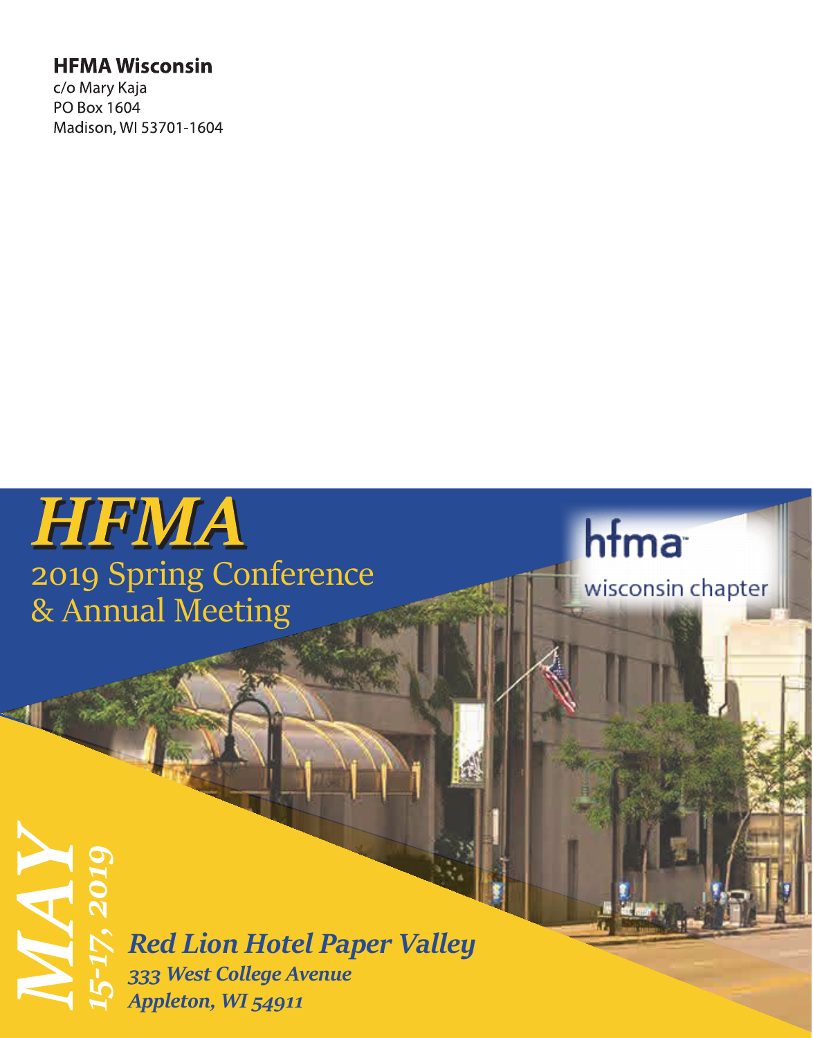**HFMA Wisconsin**
c/o Mary Kaja
PO Box 1604
Madison, WI 53701-1604

# *HFMA*

## 2019 Spring Conference & Annual Meeting

hfma™
wisconsin chapter

*MAY 15-17, 2019*

***Red Lion Hotel Paper Valley***
***333 West College Avenue***
***Appleton, WI 54911***